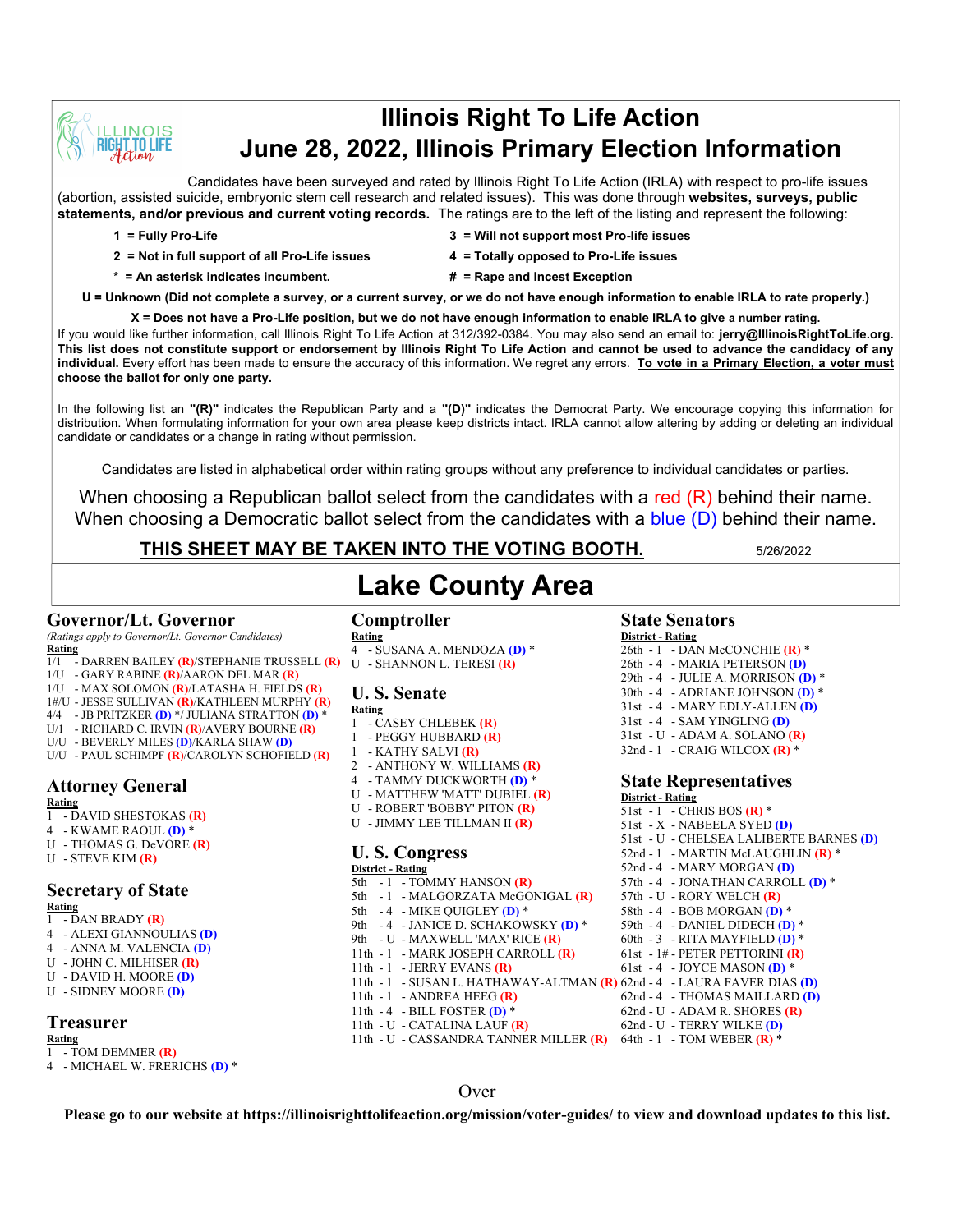# Illinois Right To Life Action
# June 28, 2022, Illinois Primary Election Information

Candidates have been surveyed and rated by Illinois Right To Life Action (IRLA) with respect to pro-life issues (abortion, assisted suicide, embryonic stem cell research and related issues). This was done through **websites, surveys, public statements, and/or previous and current voting records.** The ratings are to the left of the listing and represent the following:

**1 = Fully Pro-Life**
**2 = Not in full support of all Pro-Life issues**
**\* = An asterisk indicates incumbent.**
**3 = Will not support most Pro-life issues**
**4 = Totally opposed to Pro-Life issues**
**# = Rape and Incest Exception**

**U = Unknown (Did not complete a survey, or a current survey, or we do not have enough information to enable IRLA to rate properly.)**

**X = Does not have a Pro-Life position, but we do not have enough information to enable IRLA to give a number rating.**

If you would like further information, call Illinois Right To Life Action at 312/392-0384. You may also send an email to: **jerry@IllinoisRightToLife.org. This list does not constitute support or endorsement by Illinois Right To Life Action and cannot be used to advance the candidacy of any individual.** Every effort has been made to ensure the accuracy of this information. We regret any errors. **To vote in a Primary Election, a voter must choose the ballot for only one party.**

In the following list an **"(R)"** indicates the Republican Party and a **"(D)"** indicates the Democrat Party. We encourage copying this information for distribution. When formulating information for your own area please keep districts intact. IRLA cannot allow altering by adding or deleting an individual candidate or candidates or a change in rating without permission.

Candidates are listed in alphabetical order within rating groups without any preference to individual candidates or parties.

When choosing a Republican ballot select from the candidates with a red (R) behind their name.
When choosing a Democratic ballot select from the candidates with a blue (D) behind their name.

**THIS SHEET MAY BE TAKEN INTO THE VOTING BOOTH.** 5/26/2022

# Lake County Area

## Governor/Lt. Governor

*(Ratings apply to Governor/Lt. Governor Candidates)*

**Rating**

1/1 - DARREN BAILEY **(R)**/STEPHANIE TRUSSELL **(R)**
1/U - GARY RABINE **(R)**/AARON DEL MAR **(R)**
1/U - MAX SOLOMON **(R)**/LATASHA H. FIELDS **(R)**
1#/U - JESSE SULLIVAN **(R)**/KATHLEEN MURPHY **(R)**
4/4 - JB PRITZKER **(D)** \*/ JULIANA STRATTON **(D)** \*
U/1 - RICHARD C. IRVIN **(R)**/AVERY BOURNE **(R)**
U/U - BEVERLY MILES **(D)**/KARLA SHAW **(D)**
U/U - PAUL SCHIMPF **(R)**/CAROLYN SCHOFIELD **(R)**

## Attorney General

**Rating**

1 - DAVID SHESTOKAS **(R)**
4 - KWAME RAOUL **(D)** \*
U - THOMAS G. DeVORE **(R)**
U - STEVE KIM **(R)**

## Secretary of State

**Rating**

1 - DAN BRADY **(R)**
4 - ALEXI GIANNOULIAS **(D)**
4 - ANNA M. VALENCIA **(D)**
U - JOHN C. MILHISER **(R)**
U - DAVID H. MOORE **(D)**
U - SIDNEY MOORE **(D)**

## Treasurer

**Rating**

1 - TOM DEMMER **(R)**
4 - MICHAEL W. FRERICHS **(D)** \*

## Comptroller

**Rating**

4 - SUSANA A. MENDOZA **(D)** \*
U - SHANNON L. TERESI **(R)**

## U. S. Senate

**Rating**

1 - CASEY CHLEBEK **(R)**
1 - PEGGY HUBBARD **(R)**
1 - KATHY SALVI **(R)**
2 - ANTHONY W. WILLIAMS **(R)**
4 - TAMMY DUCKWORTH **(D)** \*
U - MATTHEW 'MATT' DUBIEL **(R)**
U - ROBERT 'BOBBY' PITON **(R)**
U - JIMMY LEE TILLMAN II **(R)**

## U. S. Congress

**District - Rating**

5th - 1 - TOMMY HANSON **(R)**
5th - 1 - MALGORZATA McGONIGAL **(R)**
5th - 4 - MIKE QUIGLEY **(D)** \*
9th - 4 - JANICE D. SCHAKOWSKY **(D)** \*
9th - U - MAXWELL 'MAX' RICE **(R)**
11th - 1 - MARK JOSEPH CARROLL **(R)**
11th - 1 - JERRY EVANS **(R)**
11th - 1 - SUSAN L. HATHAWAY-ALTMAN **(R)**
11th - 1 - ANDREA HEEG **(R)**
11th - 4 - BILL FOSTER **(D)** \*
11th - U - CATALINA LAUF **(R)**
11th - U - CASSANDRA TANNER MILLER **(R)**

## State Senators

**District - Rating**

26th - 1 - DAN McCONCHIE **(R)** \*
26th - 4 - MARIA PETERSON **(D)**
29th - 4 - JULIE A. MORRISON **(D)** \*
30th - 4 - ADRIANE JOHNSON **(D)** \*
31st - 4 - MARY EDLY-ALLEN **(D)**
31st - 4 - SAM YINGLING **(D)**
31st - U - ADAM A. SOLANO **(R)**
32nd - 1 - CRAIG WILCOX **(R)** \*

## State Representatives

**District - Rating**

51st - 1 - CHRIS BOS **(R)** \*
51st - X - NABEELA SYED **(D)**
51st - U - CHELSEA LALIBERTE BARNES **(D)**
52nd - 1 - MARTIN McLAUGHLIN **(R)** \*
52nd - 4 - MARY MORGAN **(D)**
57th - 4 - JONATHAN CARROLL **(D)** \*
57th - U - RORY WELCH **(R)**
58th - 4 - BOB MORGAN **(D)** \*
59th - 4 - DANIEL DIDECH **(D)** \*
60th - 3 - RITA MAYFIELD **(D)** \*
61st - 1# - PETER PETTORINI **(R)**
61st - 4 - JOYCE MASON **(D)** \*
62nd - 4 - LAURA FAVER DIAS **(D)**
62nd - 4 - THOMAS MAILLARD **(D)**
62nd - U - ADAM R. SHORES **(R)**
62nd - U - TERRY WILKE **(D)**
64th - 1 - TOM WEBER **(R)** \*

Over

**Please go to our website at https://illinoisrighttolifeaction.org/mission/voter-guides/ to view and download updates to this list.**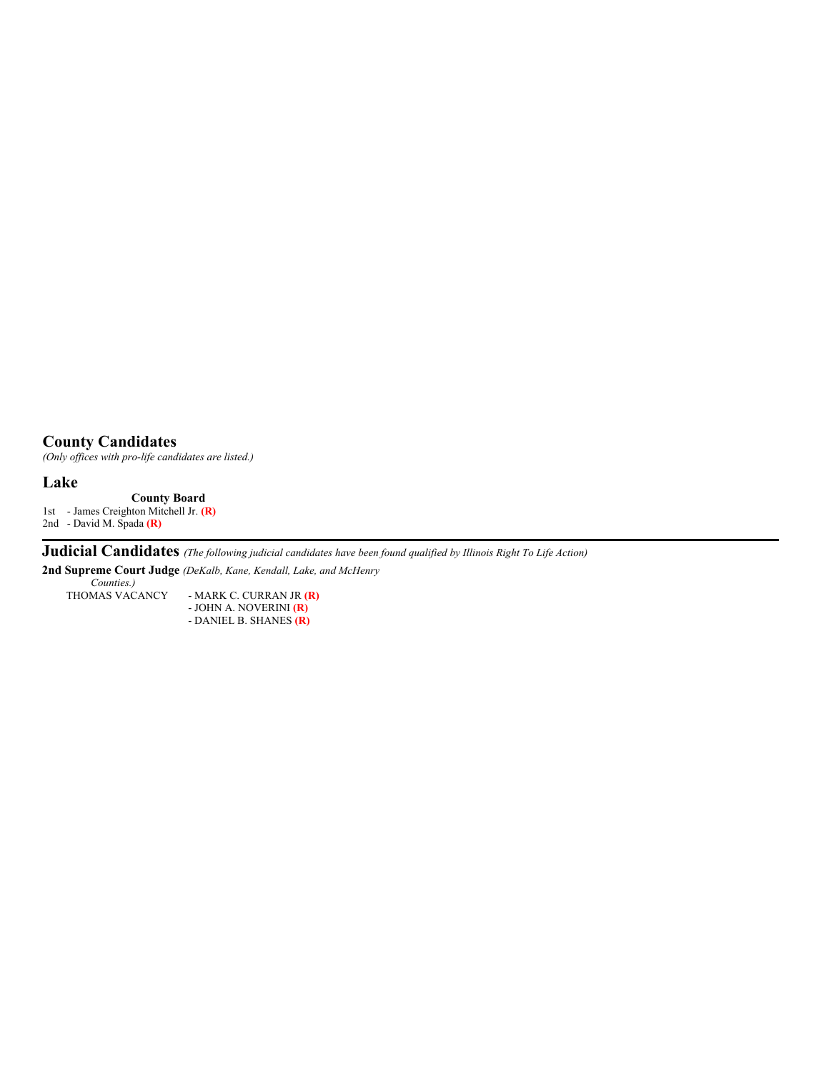## County Candidates

*(Only offices with pro-life candidates are listed.)*

## Lake

**County Board**

1st - James Creighton Mitchell Jr. **(R)**
2nd - David M. Spada **(R)**

---

## Judicial Candidates *(The following judicial candidates have been found qualified by Illinois Right To Life Action)*

**2nd Supreme Court Judge** *(DeKalb, Kane, Kendall, Lake, and McHenry Counties.)*

THOMAS VACANCY
- MARK C. CURRAN JR **(R)**
- JOHN A. NOVERINI **(R)**
- DANIEL B. SHANES **(R)**